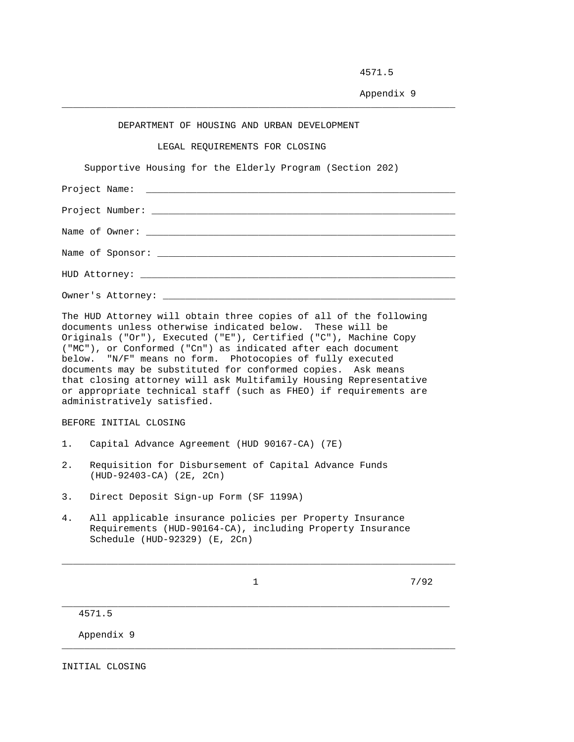# DEPARTMENT OF HOUSING AND URBAN DEVELOPMENT

## LEGAL REQUIREMENTS FOR CLOSING

### Supportive Housing for the Elderly Program (Section 202)

Project Name: ____________________________________________________________

Project Number: __________________________________________________________

Name of Owner: ___________________________________________________________

Name of Sponsor: _________________________________________________________

HUD Attorney: ____________________________________________________________

Owner's Attorney: ________________________________________________________

The HUD Attorney will obtain three copies of all of the following documents unless otherwise indicated below. These will be Originals ("Or"), Executed ("E"), Certified ("C"), Machine Copy ("MC"), or Conformed ("Cn") as indicated after each document below. "N/F" means no form. Photocopies of fully executed documents may be substituted for conformed copies. Ask means that closing attorney will ask Multifamily Housing Representative or appropriate technical staff (such as FHEO) if requirements are administratively satisfied.

BEFORE INITIAL CLOSING

1. Capital Advance Agreement (HUD 90167-CA) (7E)

2. Requisition for Disbursement of Capital Advance Funds (HUD-92403-CA) (2E, 2Cn)

3. Direct Deposit Sign-up Form (SF 1199A)

4. All applicable insurance policies per Property Insurance Requirements (HUD-90164-CA), including Property Insurance Schedule (HUD-92329) (E, 2Cn)

INITIAL CLOSING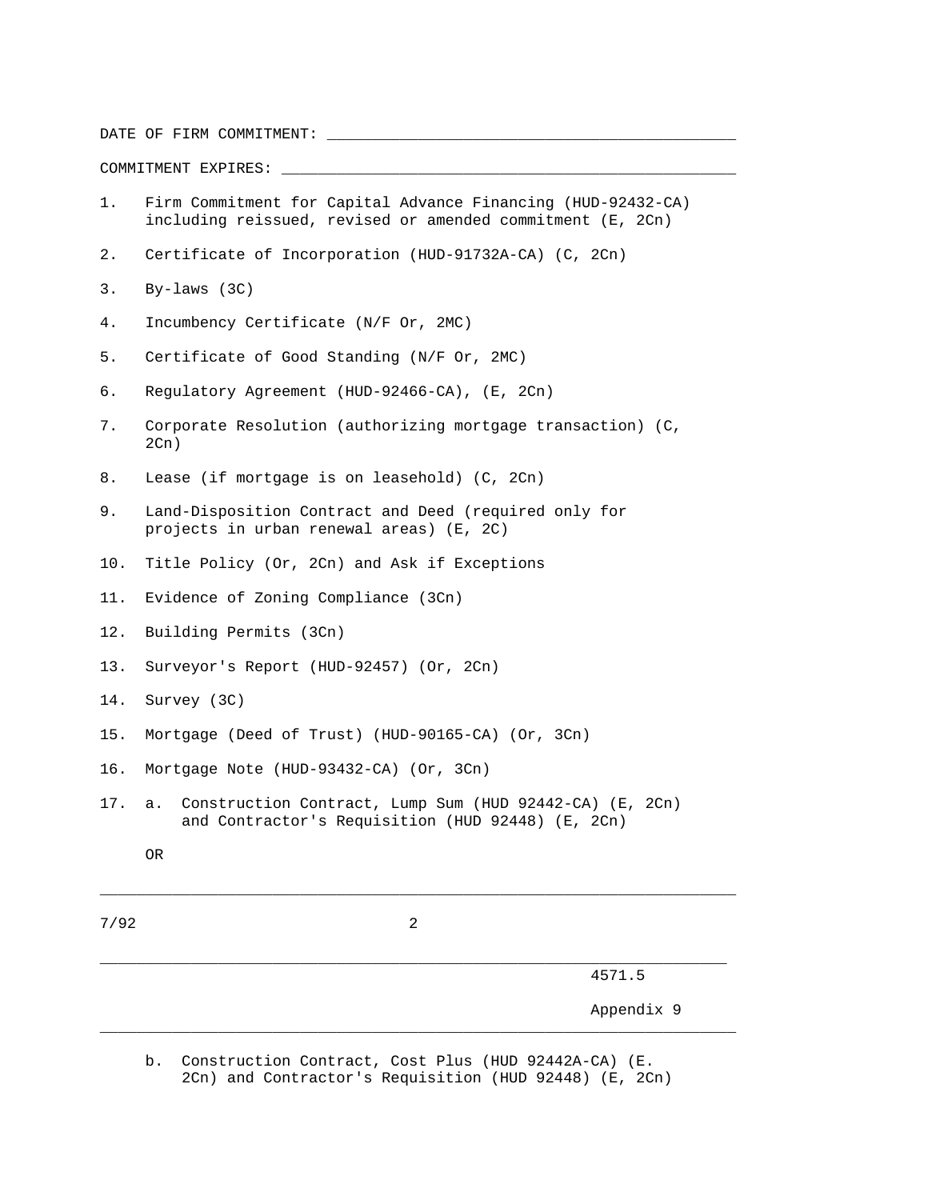DATE OF FIRM COMMITMENT: ______________________________________________

COMMITMENT EXPIRES: ___________________________________________________

1. Firm Commitment for Capital Advance Financing (HUD-92432-CA) including reissued, revised or amended commitment (E, 2Cn)

2. Certificate of Incorporation (HUD-91732A-CA) (C, 2Cn)

3. By-laws (3C)

4. Incumbency Certificate (N/F Or, 2MC)

5. Certificate of Good Standing (N/F Or, 2MC)

6. Regulatory Agreement (HUD-92466-CA), (E, 2Cn)

7. Corporate Resolution (authorizing mortgage transaction) (C, 2Cn)

8. Lease (if mortgage is on leasehold) (C, 2Cn)

9. Land-Disposition Contract and Deed (required only for projects in urban renewal areas) (E, 2C)

10. Title Policy (Or, 2Cn) and Ask if Exceptions

11. Evidence of Zoning Compliance (3Cn)

12. Building Permits (3Cn)

13. Surveyor's Report (HUD-92457) (Or, 2Cn)

14. Survey (3C)

15. Mortgage (Deed of Trust) (HUD-90165-CA) (Or, 3Cn)

16. Mortgage Note (HUD-93432-CA) (Or, 3Cn)

17. a. Construction Contract, Lump Sum (HUD 92442-CA) (E, 2Cn) and Contractor's Requisition (HUD 92448) (E, 2Cn)

    OR

    b. Construction Contract, Cost Plus (HUD 92442A-CA) (E. 2Cn) and Contractor's Requisition (HUD 92448) (E, 2Cn)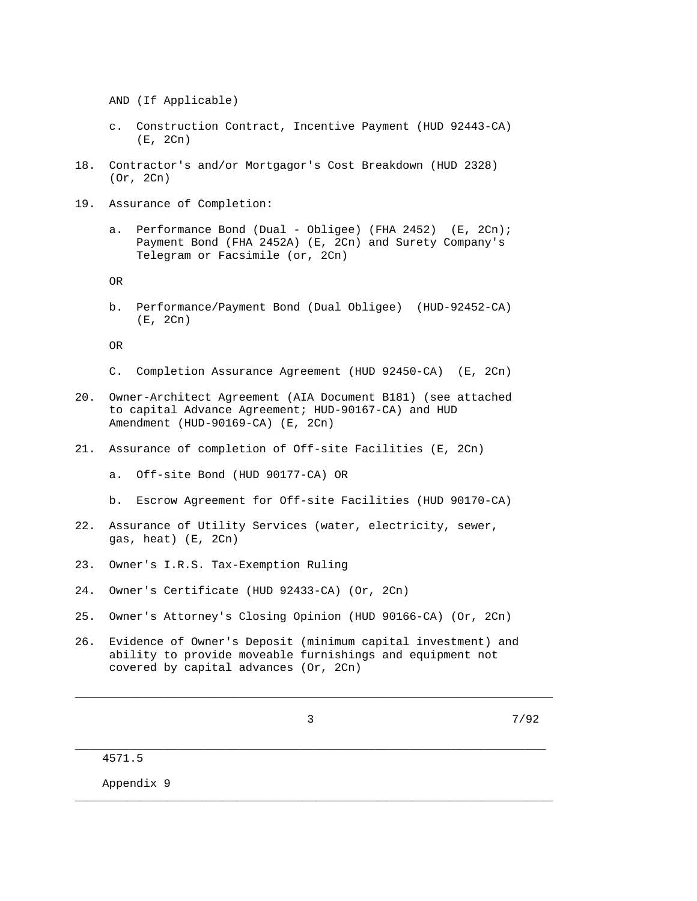AND (If Applicable)

c. Construction Contract, Incentive Payment (HUD 92443-CA) (E, 2Cn)

18. Contractor's and/or Mortgagor's Cost Breakdown (HUD 2328) (Or, 2Cn)

19. Assurance of Completion:

    a. Performance Bond (Dual - Obligee) (FHA 2452) (E, 2Cn); Payment Bond (FHA 2452A) (E, 2Cn) and Surety Company's Telegram or Facsimile (or, 2Cn)

    OR

    b. Performance/Payment Bond (Dual Obligee) (HUD-92452-CA) (E, 2Cn)

    OR

    C. Completion Assurance Agreement (HUD 92450-CA) (E, 2Cn)

20. Owner-Architect Agreement (AIA Document B181) (see attached to capital Advance Agreement; HUD-90167-CA) and HUD Amendment (HUD-90169-CA) (E, 2Cn)

21. Assurance of completion of Off-site Facilities (E, 2Cn)

    a. Off-site Bond (HUD 90177-CA) OR

    b. Escrow Agreement for Off-site Facilities (HUD 90170-CA)

22. Assurance of Utility Services (water, electricity, sewer, gas, heat) (E, 2Cn)

23. Owner's I.R.S. Tax-Exemption Ruling

24. Owner's Certificate (HUD 92433-CA) (Or, 2Cn)

25. Owner's Attorney's Closing Opinion (HUD 90166-CA) (Or, 2Cn)

26. Evidence of Owner's Deposit (minimum capital investment) and ability to provide moveable furnishings and equipment not covered by capital advances (Or, 2Cn)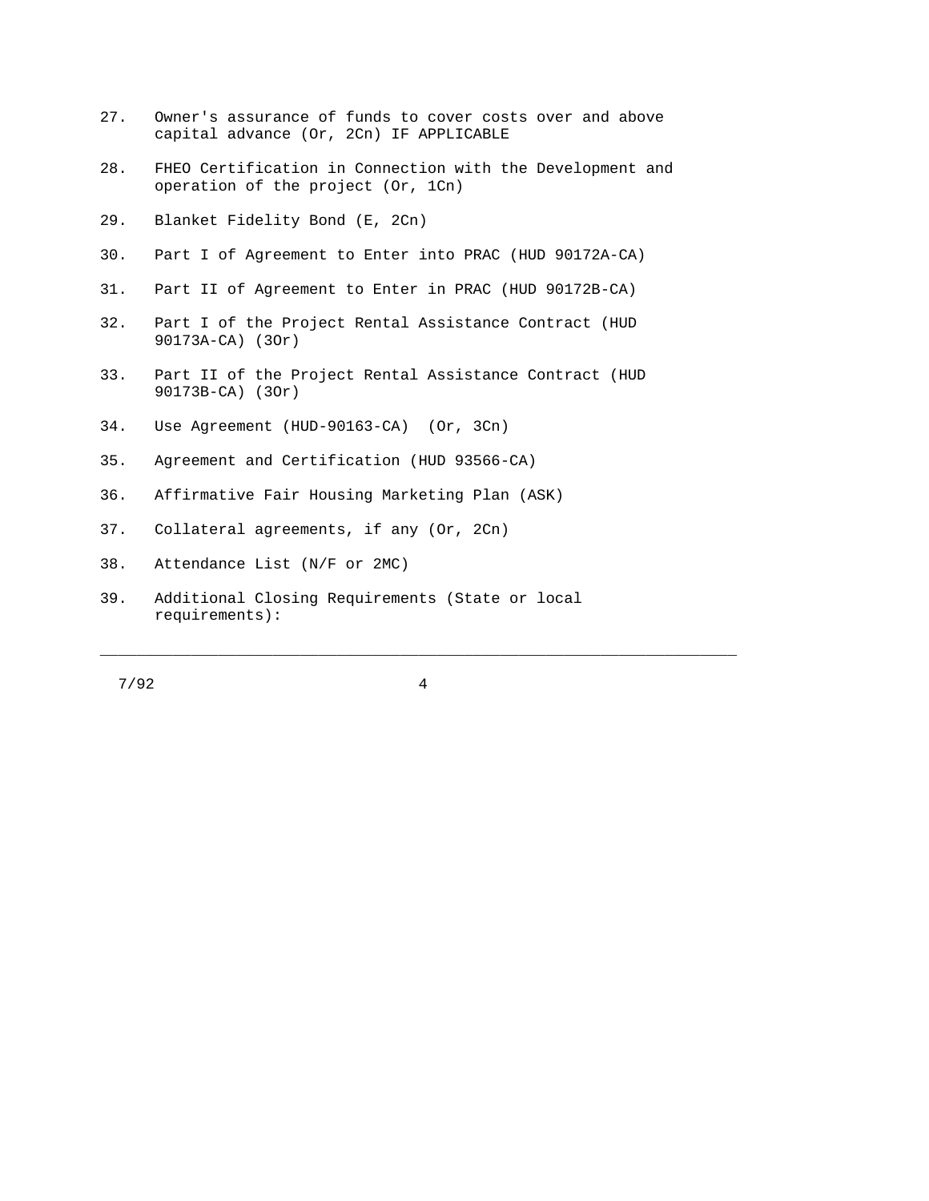27. Owner's assurance of funds to cover costs over and above capital advance (Or, 2Cn) IF APPLICABLE

28. FHEO Certification in Connection with the Development and operation of the project (Or, 1Cn)

29. Blanket Fidelity Bond (E, 2Cn)

30. Part I of Agreement to Enter into PRAC (HUD 90172A-CA)

31. Part II of Agreement to Enter in PRAC (HUD 90172B-CA)

32. Part I of the Project Rental Assistance Contract (HUD 90173A-CA) (3Or)

33. Part II of the Project Rental Assistance Contract (HUD 90173B-CA) (3Or)

34. Use Agreement (HUD-90163-CA) (Or, 3Cn)

35. Agreement and Certification (HUD 93566-CA)

36. Affirmative Fair Housing Marketing Plan (ASK)

37. Collateral agreements, if any (Or, 2Cn)

38. Attendance List (N/F or 2MC)

39. Additional Closing Requirements (State or local requirements):

---

7/92